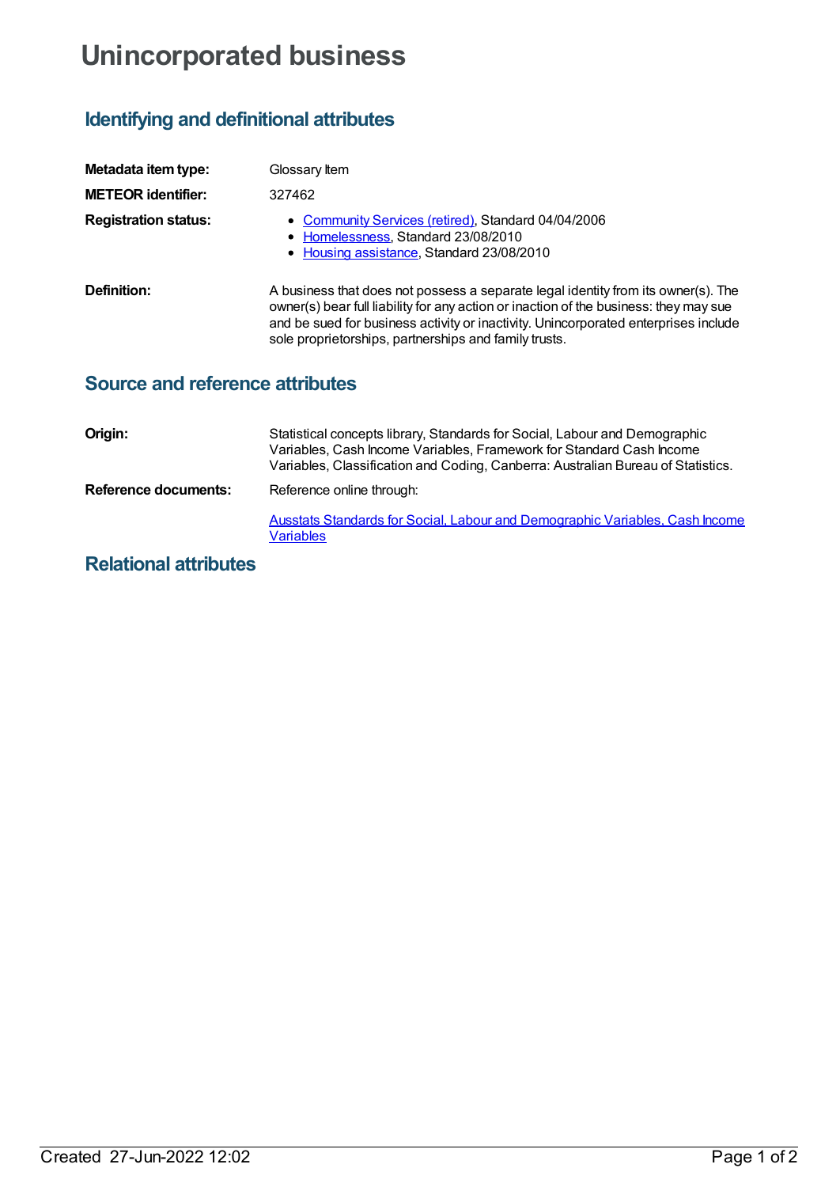# Unincorporated business

## Identifying and definitional attributes

**Metadata item type:** Glossary Item

**METEOR identifier:** 327462

**Registration status:**

- Community Services (retired), Standard 04/04/2006
- Homelessness, Standard 23/08/2010
- Housing assistance, Standard 23/08/2010

**Definition:** A business that does not possess a separate legal identity from its owner(s). The owner(s) bear full liability for any action or inaction of the business: they may sue and be sued for business activity or inactivity. Unincorporated enterprises include sole proprietorships, partnerships and family trusts.

## Source and reference attributes

**Origin:** Statistical concepts library, Standards for Social, Labour and Demographic Variables, Cash Income Variables, Framework for Standard Cash Income Variables, Classification and Coding, Canberra: Australian Bureau of Statistics.

**Reference documents:** Reference online through:

Ausstats Standards for Social, Labour and Demographic Variables, Cash Income Variables

## Relational attributes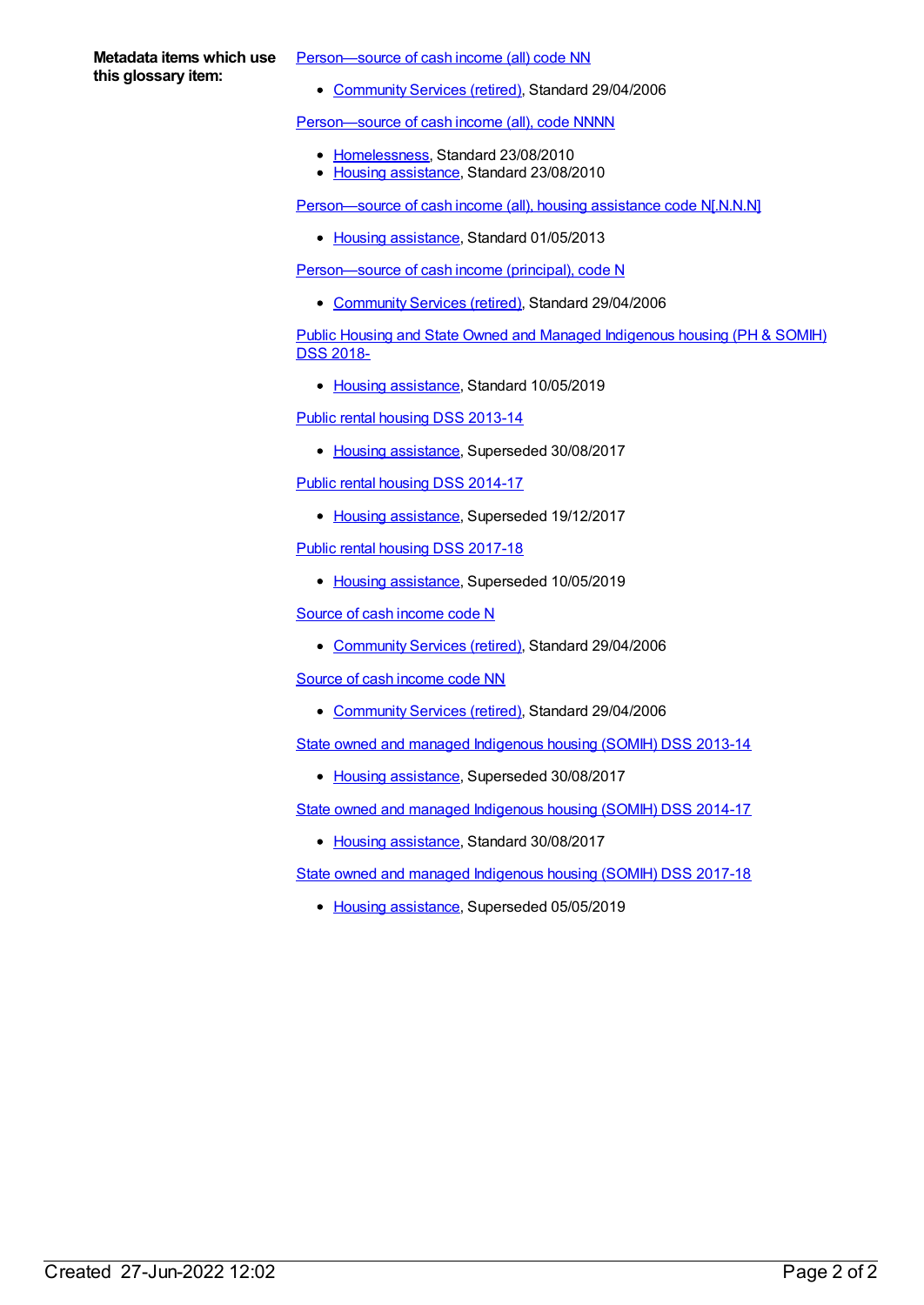**Metadata items which use this glossary item:**

Person—source of cash income (all) code NN

- Community Services (retired), Standard 29/04/2006

Person—source of cash income (all), code NNNN

- Homelessness, Standard 23/08/2010
- Housing assistance, Standard 23/08/2010

Person—source of cash income (all), housing assistance code N[.N.N.N]

- Housing assistance, Standard 01/05/2013

Person—source of cash income (principal), code N

- Community Services (retired), Standard 29/04/2006

Public Housing and State Owned and Managed Indigenous housing (PH & SOMIH) DSS 2018-

- Housing assistance, Standard 10/05/2019

Public rental housing DSS 2013-14

- Housing assistance, Superseded 30/08/2017

Public rental housing DSS 2014-17

- Housing assistance, Superseded 19/12/2017

Public rental housing DSS 2017-18

- Housing assistance, Superseded 10/05/2019

Source of cash income code N

- Community Services (retired), Standard 29/04/2006

Source of cash income code NN

- Community Services (retired), Standard 29/04/2006

State owned and managed Indigenous housing (SOMIH) DSS 2013-14

- Housing assistance, Superseded 30/08/2017

State owned and managed Indigenous housing (SOMIH) DSS 2014-17

- Housing assistance, Standard 30/08/2017

State owned and managed Indigenous housing (SOMIH) DSS 2017-18

- Housing assistance, Superseded 05/05/2019